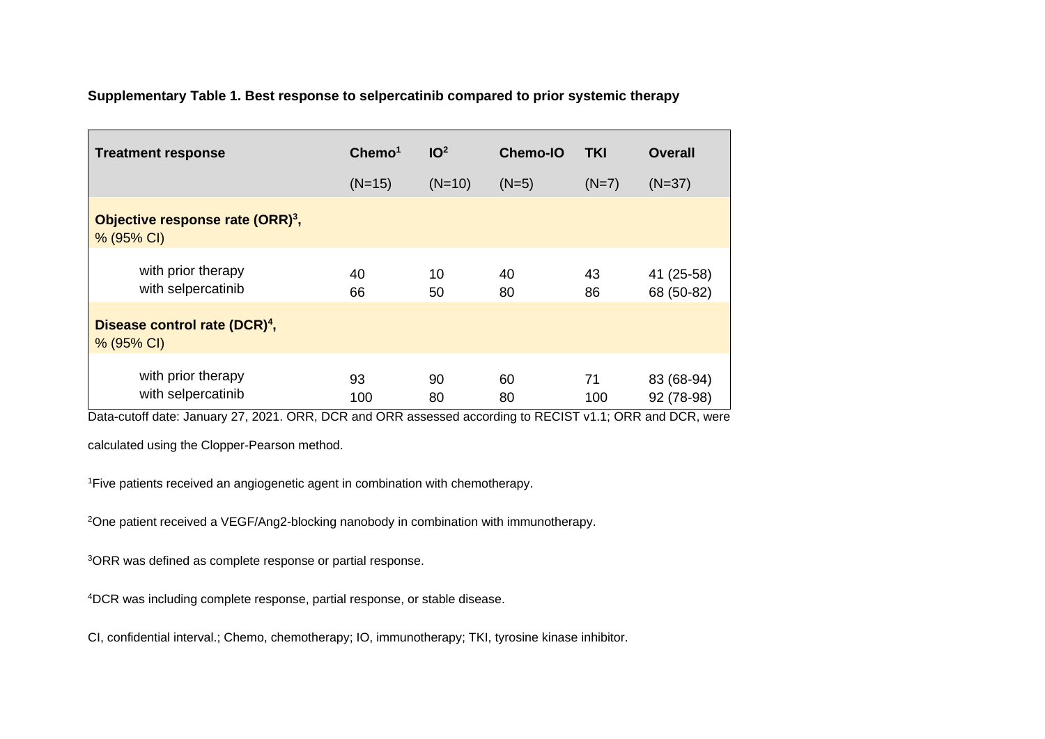**Supplementary Table 1. Best response to selpercatinib compared to prior systemic therapy**

| Treatment response | Chemo[1] (N=15) | IO[2] (N=10) | Chemo-IO (N=5) | TKI (N=7) | Overall (N=37) |
|---|---|---|---|---|---|
| **Objective response rate (ORR)[3]**, % (95% CI) | | | | | |
| with prior therapy | 40 | 10 | 40 | 43 | 41 (25-58) |
| with selpercatinib | 66 | 50 | 80 | 86 | 68 (50-82) |
| **Disease control rate (DCR)[4]**, % (95% CI) | | | | | |
| with prior therapy | 93 | 90 | 60 | 71 | 83 (68-94) |
| with selpercatinib | 100 | 80 | 80 | 100 | 92 (78-98) |

Data-cutoff date: January 27, 2021. ORR, DCR and ORR assessed according to RECIST v1.1; ORR and DCR, were calculated using the Clopper-Pearson method.

[1]Five patients received an angiogenetic agent in combination with chemotherapy.

[2]One patient received a VEGF/Ang2-blocking nanobody in combination with immunotherapy.

[3]ORR was defined as complete response or partial response.

[4]DCR was including complete response, partial response, or stable disease.

CI, confidential interval.; Chemo, chemotherapy; IO, immunotherapy; TKI, tyrosine kinase inhibitor.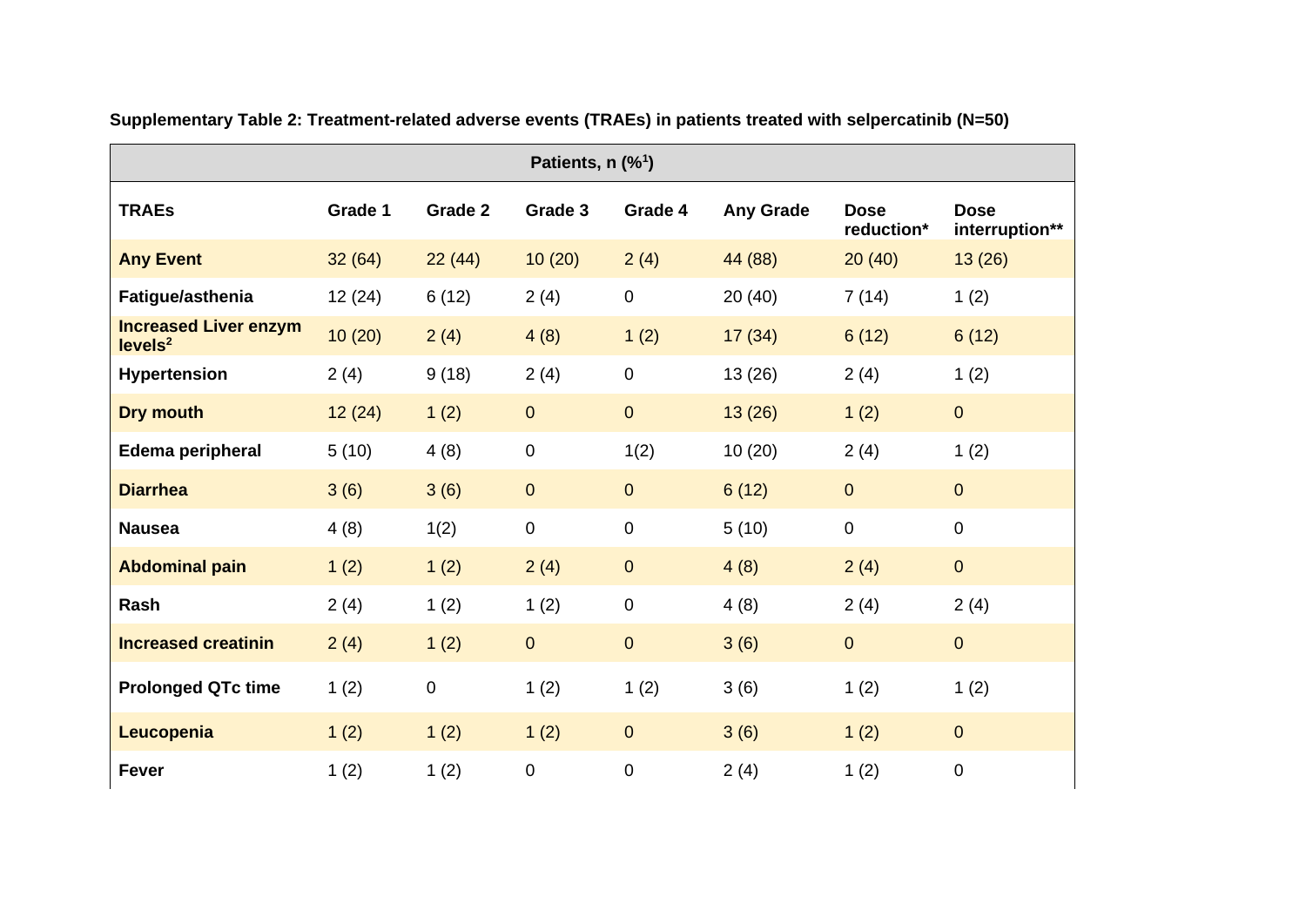**Supplementary Table 2: Treatment-related adverse events (TRAEs) in patients treated with selpercatinib (N=50)**

| Patients, n (%[1]) | | | | | | | |
|---|---|---|---|---|---|---|---|
| **TRAEs** | **Grade 1** | **Grade 2** | **Grade 3** | **Grade 4** | **Any Grade** | **Dose reduction*** | **Dose interruption**** |
| **Any Event** | 32 (64) | 22 (44) | 10 (20) | 2 (4) | 44 (88) | 20 (40) | 13 (26) |
| **Fatigue/asthenia** | 12 (24) | 6 (12) | 2 (4) | 0 | 20 (40) | 7 (14) | 1 (2) |
| **Increased Liver enzym levels[2]** | 10 (20) | 2 (4) | 4 (8) | 1 (2) | 17 (34) | 6 (12) | 6 (12) |
| **Hypertension** | 2 (4) | 9 (18) | 2 (4) | 0 | 13 (26) | 2 (4) | 1 (2) |
| **Dry mouth** | 12 (24) | 1 (2) | 0 | 0 | 13 (26) | 1 (2) | 0 |
| **Edema peripheral** | 5 (10) | 4 (8) | 0 | 1(2) | 10 (20) | 2 (4) | 1 (2) |
| **Diarrhea** | 3 (6) | 3 (6) | 0 | 0 | 6 (12) | 0 | 0 |
| **Nausea** | 4 (8) | 1(2) | 0 | 0 | 5 (10) | 0 | 0 |
| **Abdominal pain** | 1 (2) | 1 (2) | 2 (4) | 0 | 4 (8) | 2 (4) | 0 |
| **Rash** | 2 (4) | 1 (2) | 1 (2) | 0 | 4 (8) | 2 (4) | 2 (4) |
| **Increased creatinin** | 2 (4) | 1 (2) | 0 | 0 | 3 (6) | 0 | 0 |
| **Prolonged QTc time** | 1 (2) | 0 | 1 (2) | 1 (2) | 3 (6) | 1 (2) | 1 (2) |
| **Leucopenia** | 1 (2) | 1 (2) | 1 (2) | 0 | 3 (6) | 1 (2) | 0 |
| **Fever** | 1 (2) | 1 (2) | 0 | 0 | 2 (4) | 1 (2) | 0 |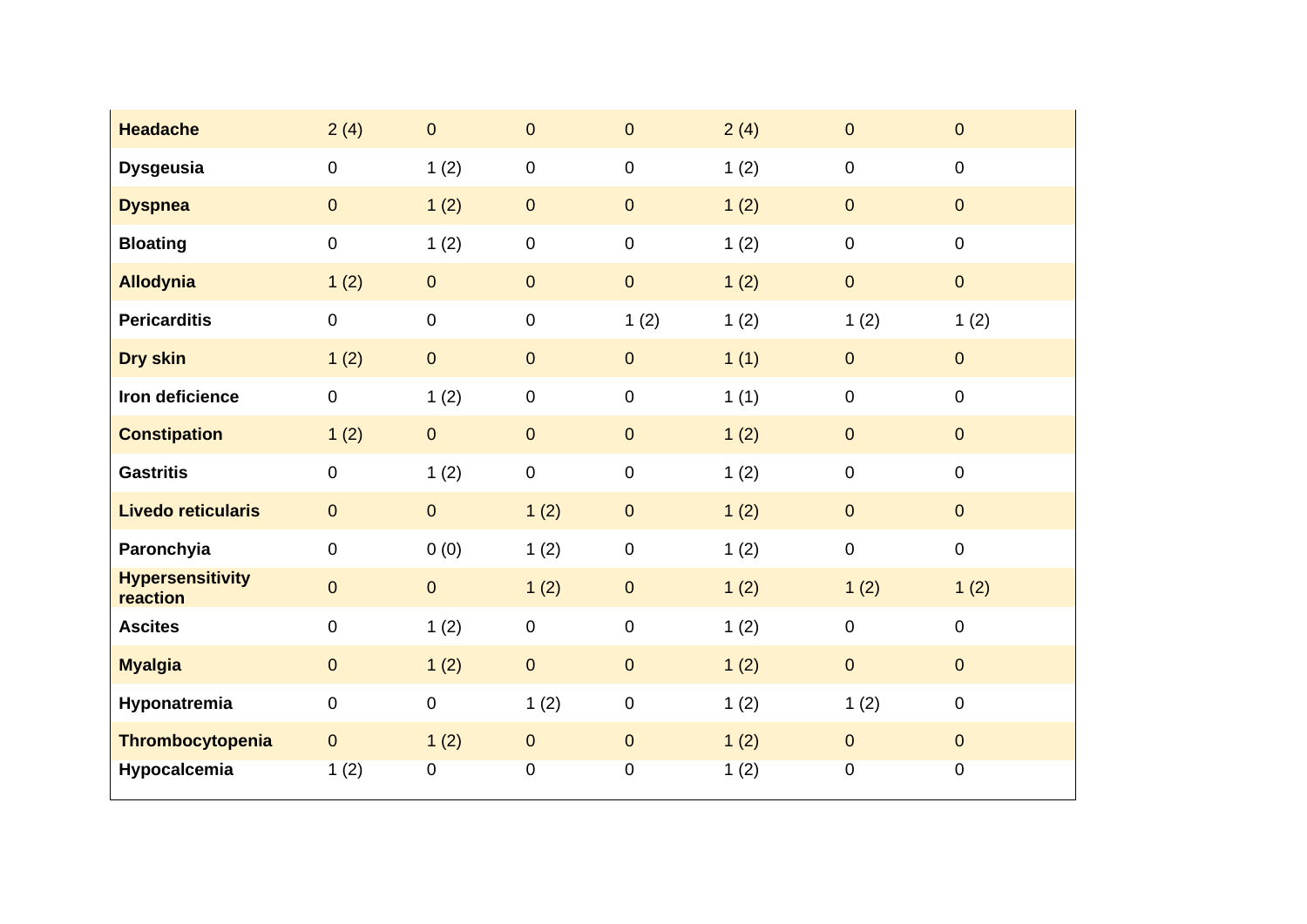| | | | | | | | |
|---|---|---|---|---|---|---|---|
| **Headache** | 2 (4) | 0 | 0 | 0 | 2 (4) | 0 | 0 |
| **Dysgeusia** | 0 | 1 (2) | 0 | 0 | 1 (2) | 0 | 0 |
| **Dyspnea** | 0 | 1 (2) | 0 | 0 | 1 (2) | 0 | 0 |
| **Bloating** | 0 | 1 (2) | 0 | 0 | 1 (2) | 0 | 0 |
| **Allodynia** | 1 (2) | 0 | 0 | 0 | 1 (2) | 0 | 0 |
| **Pericarditis** | 0 | 0 | 0 | 1 (2) | 1 (2) | 1 (2) | 1 (2) |
| **Dry skin** | 1 (2) | 0 | 0 | 0 | 1 (1) | 0 | 0 |
| **Iron deficience** | 0 | 1 (2) | 0 | 0 | 1 (1) | 0 | 0 |
| **Constipation** | 1 (2) | 0 | 0 | 0 | 1 (2) | 0 | 0 |
| **Gastritis** | 0 | 1 (2) | 0 | 0 | 1 (2) | 0 | 0 |
| **Livedo reticularis** | 0 | 0 | 1 (2) | 0 | 1 (2) | 0 | 0 |
| **Paronchyia** | 0 | 0 (0) | 1 (2) | 0 | 1 (2) | 0 | 0 |
| **Hypersensitivity reaction** | 0 | 0 | 1 (2) | 0 | 1 (2) | 1 (2) | 1 (2) |
| **Ascites** | 0 | 1 (2) | 0 | 0 | 1 (2) | 0 | 0 |
| **Myalgia** | 0 | 1 (2) | 0 | 0 | 1 (2) | 0 | 0 |
| **Hyponatremia** | 0 | 0 | 1 (2) | 0 | 1 (2) | 1 (2) | 0 |
| **Thrombocytopenia** | 0 | 1 (2) | 0 | 0 | 1 (2) | 0 | 0 |
| **Hypocalcemia** | 1 (2) | 0 | 0 | 0 | 1 (2) | 0 | 0 |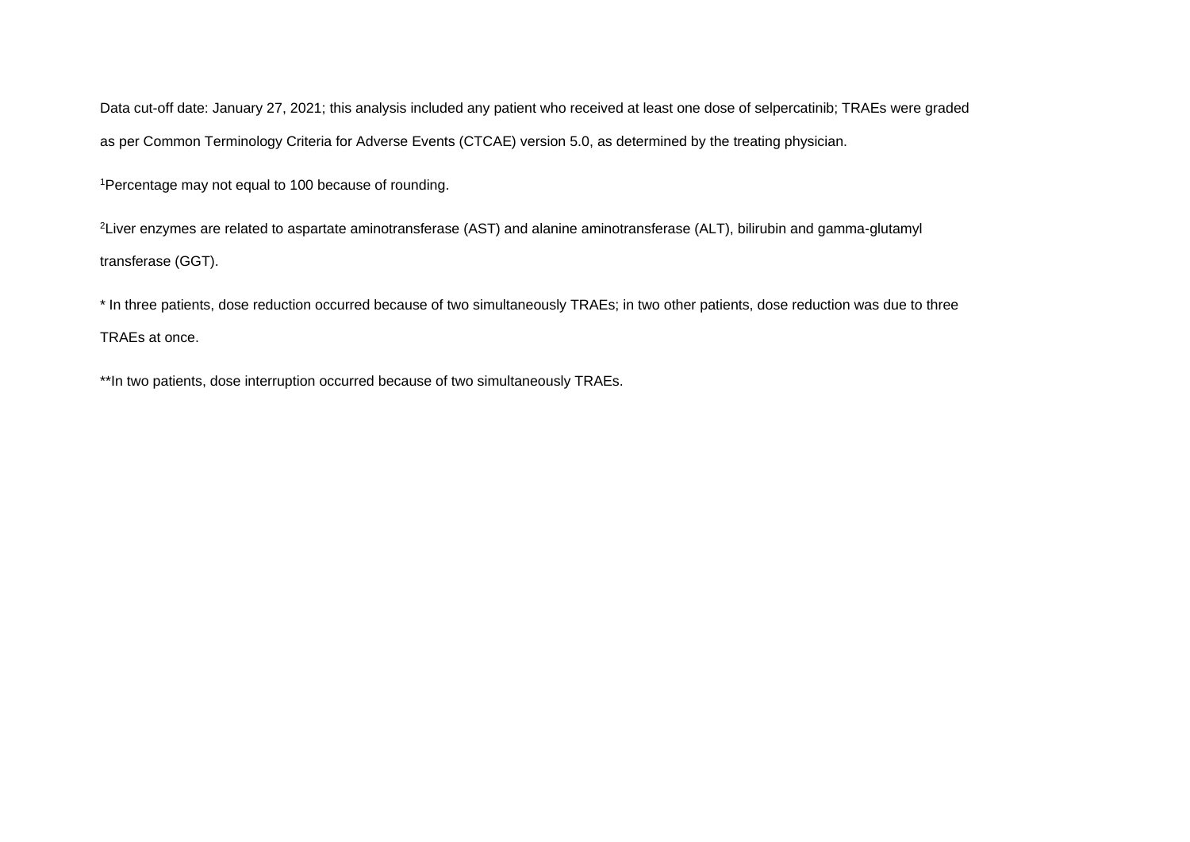Data cut-off date: January 27, 2021; this analysis included any patient who received at least one dose of selpercatinib; TRAEs were graded as per Common Terminology Criteria for Adverse Events (CTCAE) version 5.0, as determined by the treating physician.

[1]Percentage may not equal to 100 because of rounding.

[2]Liver enzymes are related to aspartate aminotransferase (AST) and alanine aminotransferase (ALT), bilirubin and gamma-glutamyl transferase (GGT).

* In three patients, dose reduction occurred because of two simultaneously TRAEs; in two other patients, dose reduction was due to three TRAEs at once.

**In two patients, dose interruption occurred because of two simultaneously TRAEs.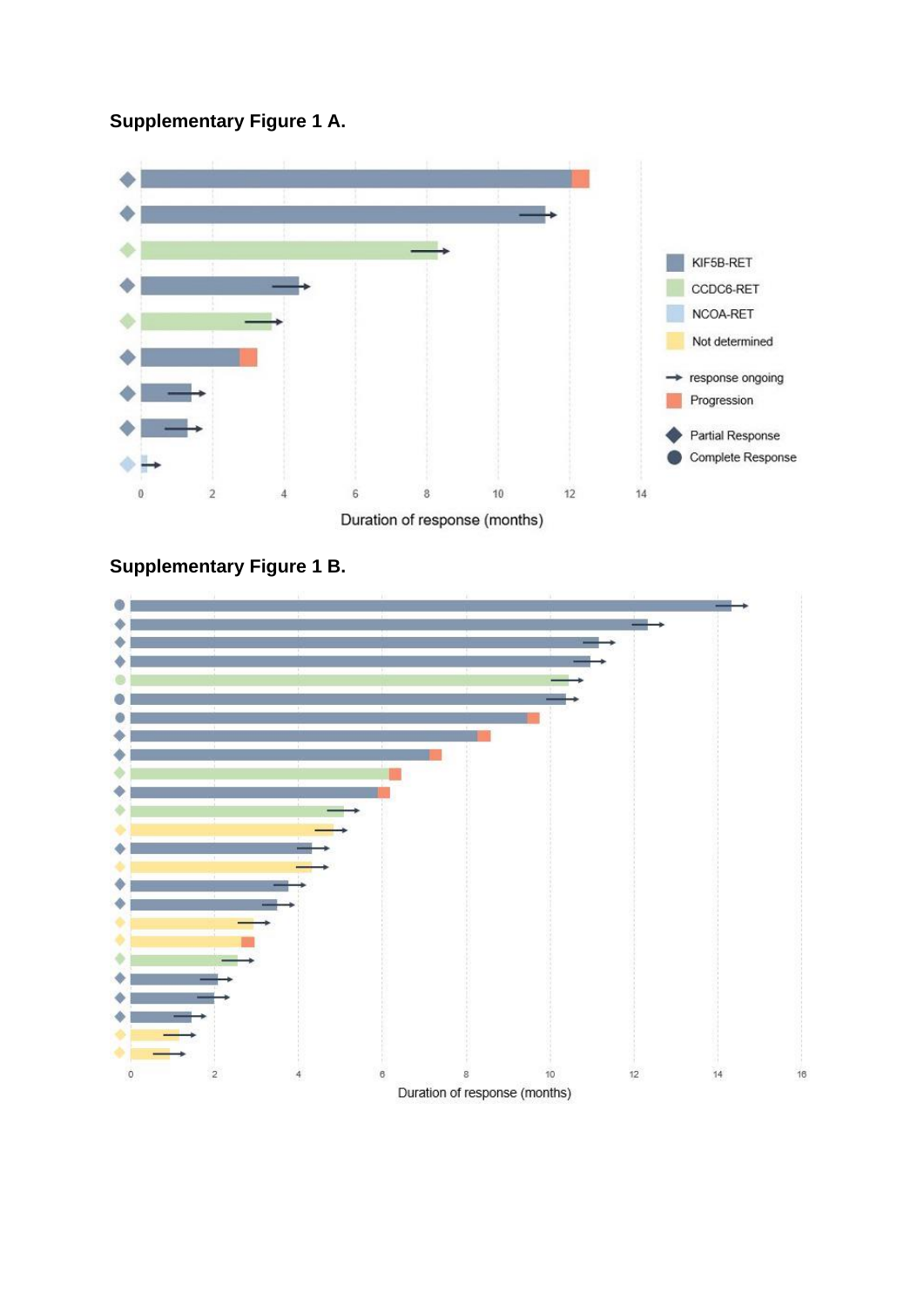**Supplementary Figure 1 A.**

**Supplementary Figure 1 B.**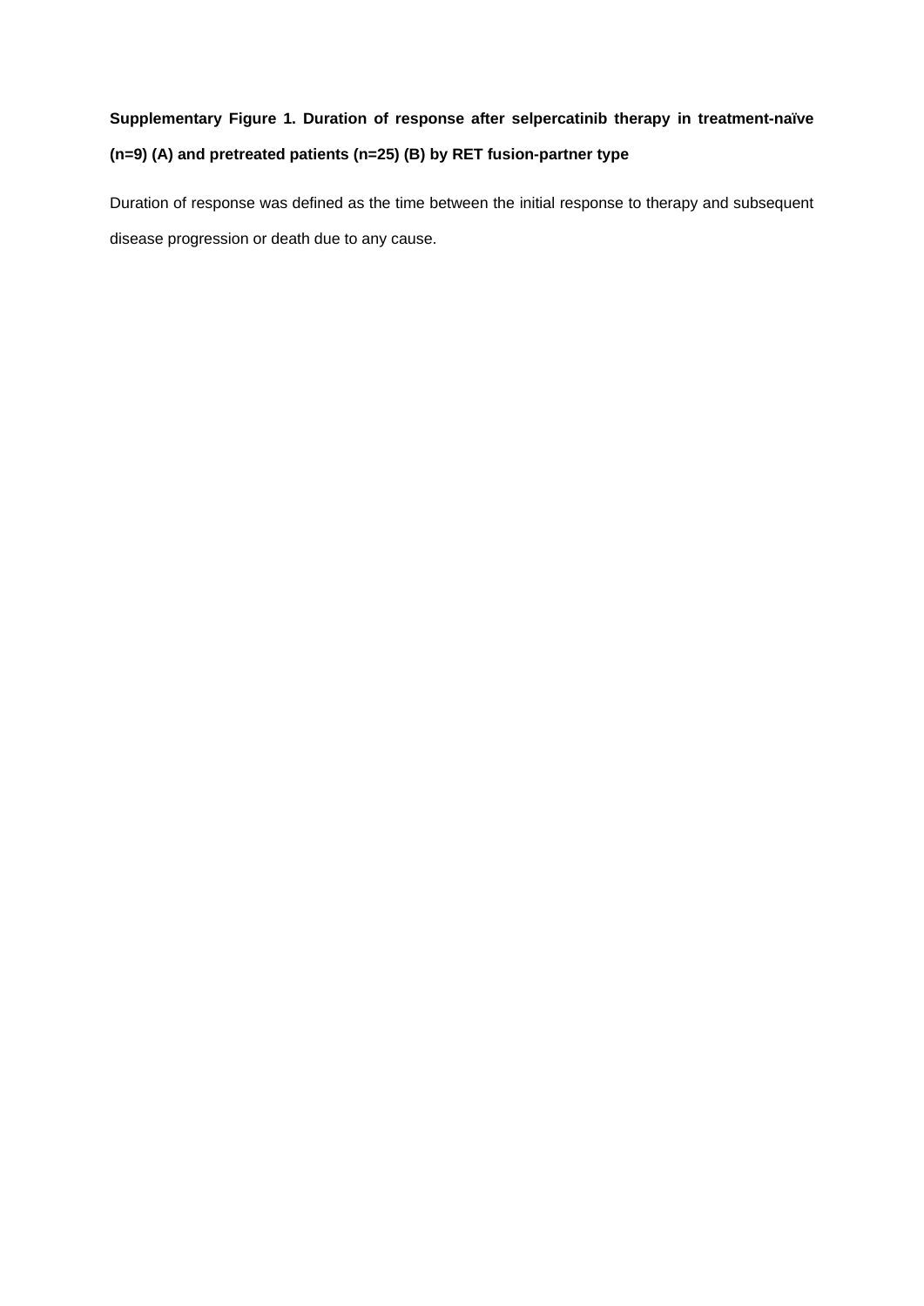**Supplementary Figure 1. Duration of response after selpercatinib therapy in treatment-naïve (n=9) (A) and pretreated patients (n=25) (B) by RET fusion-partner type**

Duration of response was defined as the time between the initial response to therapy and subsequent disease progression or death due to any cause.